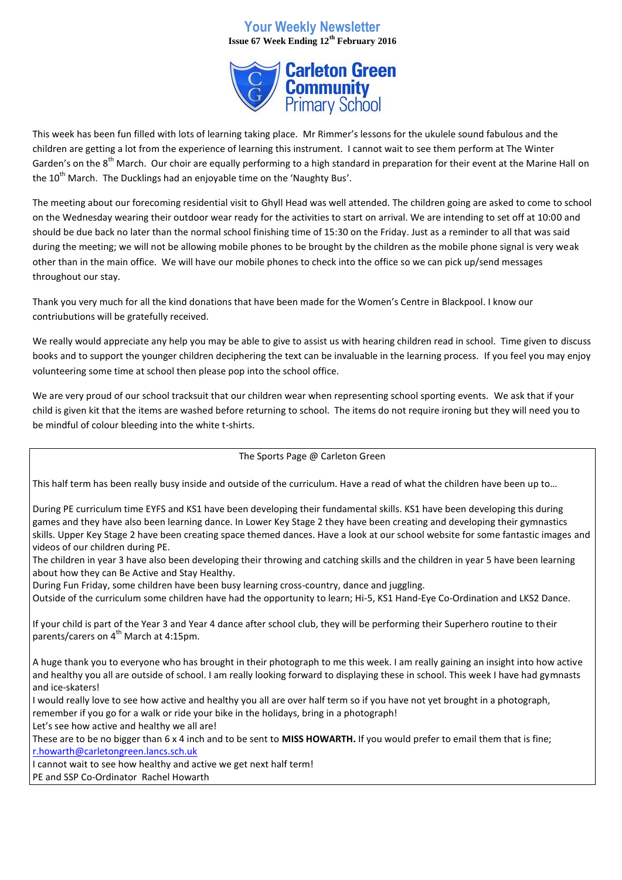# Your Weekly Newsletter

**Issue 67 Week Ending 12th February 2016**

**Carleton Green Community Primary School**

This week has been fun filled with lots of learning taking place. Mr Rimmer's lessons for the ukulele sound fabulous and the children are getting a lot from the experience of learning this instrument. I cannot wait to see them perform at The Winter Garden's on the 8th March. Our choir are equally performing to a high standard in preparation for their event at the Marine Hall on the 10th March. The Ducklings had an enjoyable time on the 'Naughty Bus'.

The meeting about our forecoming residential visit to Ghyll Head was well attended. The children going are asked to come to school on the Wednesday wearing their outdoor wear ready for the activities to start on arrival. We are intending to set off at 10:00 and should be due back no later than the normal school finishing time of 15:30 on the Friday. Just as a reminder to all that was said during the meeting; we will not be allowing mobile phones to be brought by the children as the mobile phone signal is very weak other than in the main office. We will have our mobile phones to check into the office so we can pick up/send messages throughout our stay.

Thank you very much for all the kind donations that have been made for the Women's Centre in Blackpool. I know our contriubutions will be gratefully received.

We really would appreciate any help you may be able to give to assist us with hearing children read in school. Time given to discuss books and to support the younger children deciphering the text can be invaluable in the learning process. If you feel you may enjoy volunteering some time at school then please pop into the school office.

We are very proud of our school tracksuit that our children wear when representing school sporting events. We ask that if your child is given kit that the items are washed before returning to school. The items do not require ironing but they will need you to be mindful of colour bleeding into the white t-shirts.

## The Sports Page @ Carleton Green

This half term has been really busy inside and outside of the curriculum. Have a read of what the children have been up to…

During PE curriculum time EYFS and KS1 have been developing their fundamental skills. KS1 have been developing this during games and they have also been learning dance. In Lower Key Stage 2 they have been creating and developing their gymnastics skills. Upper Key Stage 2 have been creating space themed dances. Have a look at our school website for some fantastic images and videos of our children during PE.

The children in year 3 have also been developing their throwing and catching skills and the children in year 5 have been learning about how they can Be Active and Stay Healthy.

During Fun Friday, some children have been busy learning cross-country, dance and juggling.

Outside of the curriculum some children have had the opportunity to learn; Hi-5, KS1 Hand-Eye Co-Ordination and LKS2 Dance.

If your child is part of the Year 3 and Year 4 dance after school club, they will be performing their Superhero routine to their parents/carers on 4th March at 4:15pm.

A huge thank you to everyone who has brought in their photograph to me this week. I am really gaining an insight into how active and healthy you all are outside of school. I am really looking forward to displaying these in school. This week I have had gymnasts and ice-skaters!

I would really love to see how active and healthy you all are over half term so if you have not yet brought in a photograph, remember if you go for a walk or ride your bike in the holidays, bring in a photograph!

Let's see how active and healthy we all are!

These are to be no bigger than 6 x 4 inch and to be sent to **MISS HOWARTH.** If you would prefer to email them that is fine; r.howarth@carletongreen.lancs.sch.uk

I cannot wait to see how healthy and active we get next half term!

PE and SSP Co-Ordinator Rachel Howarth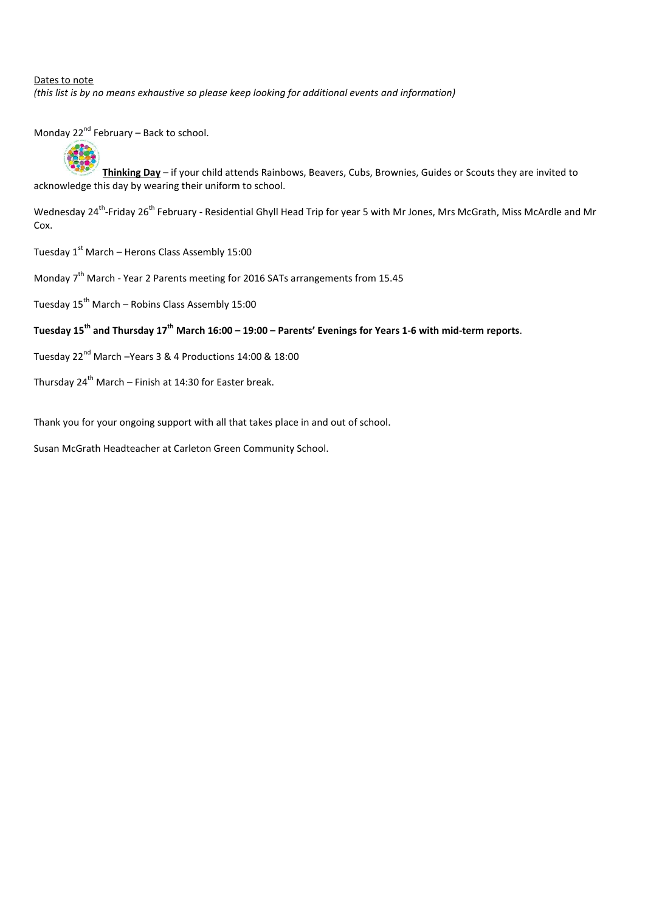Dates to note

*(this list is by no means exhaustive so please keep looking for additional events and information)*

Monday 22nd February – Back to school.

**Thinking Day** – if your child attends Rainbows, Beavers, Cubs, Brownies, Guides or Scouts they are invited to acknowledge this day by wearing their uniform to school.

Wednesday 24th-Friday 26th February - Residential Ghyll Head Trip for year 5 with Mr Jones, Mrs McGrath, Miss McArdle and Mr Cox.

Tuesday 1st March – Herons Class Assembly 15:00

Monday 7th March - Year 2 Parents meeting for 2016 SATs arrangements from 15.45

Tuesday 15th March – Robins Class Assembly 15:00

**Tuesday 15th and Thursday 17th March 16:00 – 19:00 – Parents' Evenings for Years 1-6 with mid-term reports**.

Tuesday 22nd March –Years 3 & 4 Productions 14:00 & 18:00

Thursday 24th March – Finish at 14:30 for Easter break.

Thank you for your ongoing support with all that takes place in and out of school.

Susan McGrath Headteacher at Carleton Green Community School.